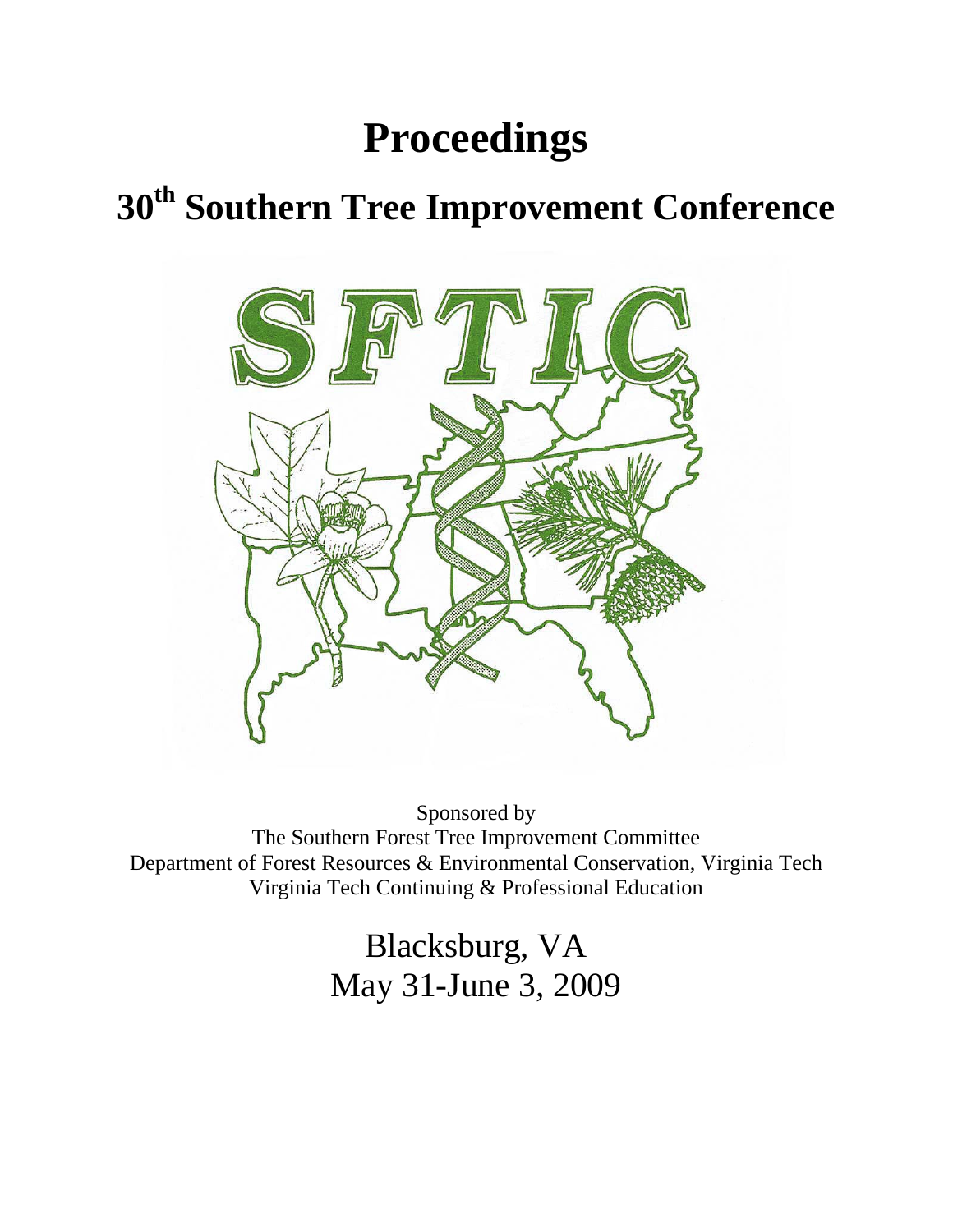# Proceedings

## 30th Southern Tree Improvement Conference

Sponsored by
The Southern Forest Tree Improvement Committee
Department of Forest Resources & Environmental Conservation, Virginia Tech
Virginia Tech Continuing & Professional Education

Blacksburg, VA
May 31-June 3, 2009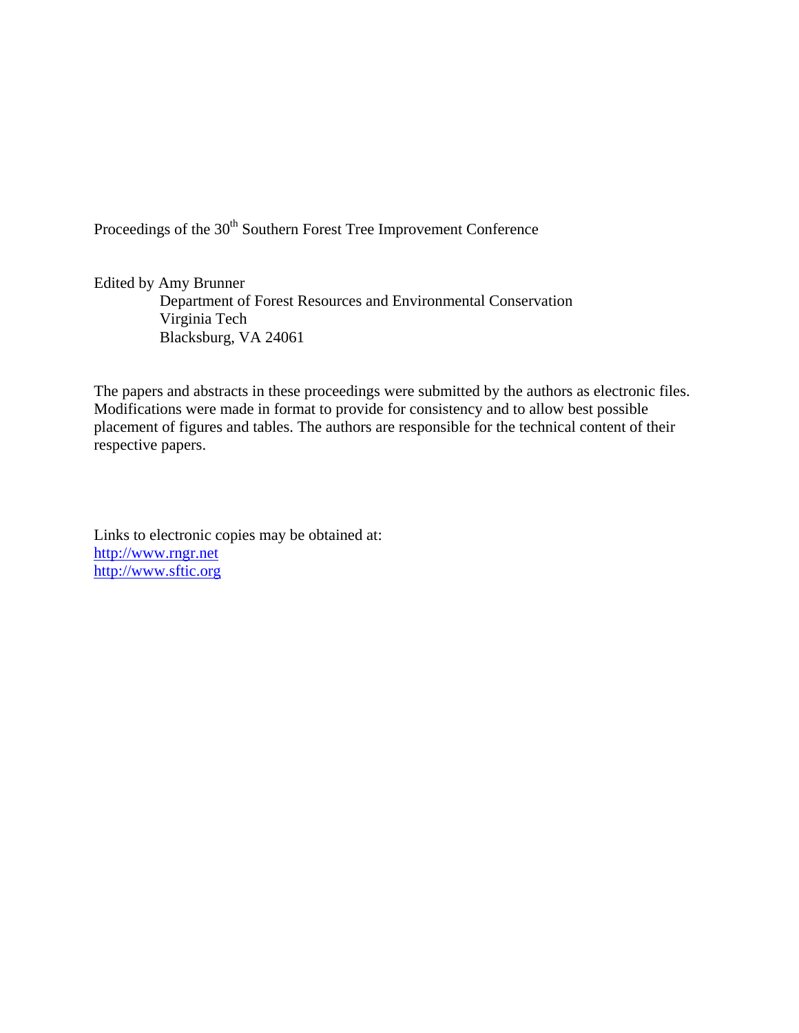Proceedings of the 30th Southern Forest Tree Improvement Conference

Edited by Amy Brunner
Department of Forest Resources and Environmental Conservation
Virginia Tech
Blacksburg, VA 24061

The papers and abstracts in these proceedings were submitted by the authors as electronic files. Modifications were made in format to provide for consistency and to allow best possible placement of figures and tables. The authors are responsible for the technical content of their respective papers.

Links to electronic copies may be obtained at:
http://www.rngr.net
http://www.sftic.org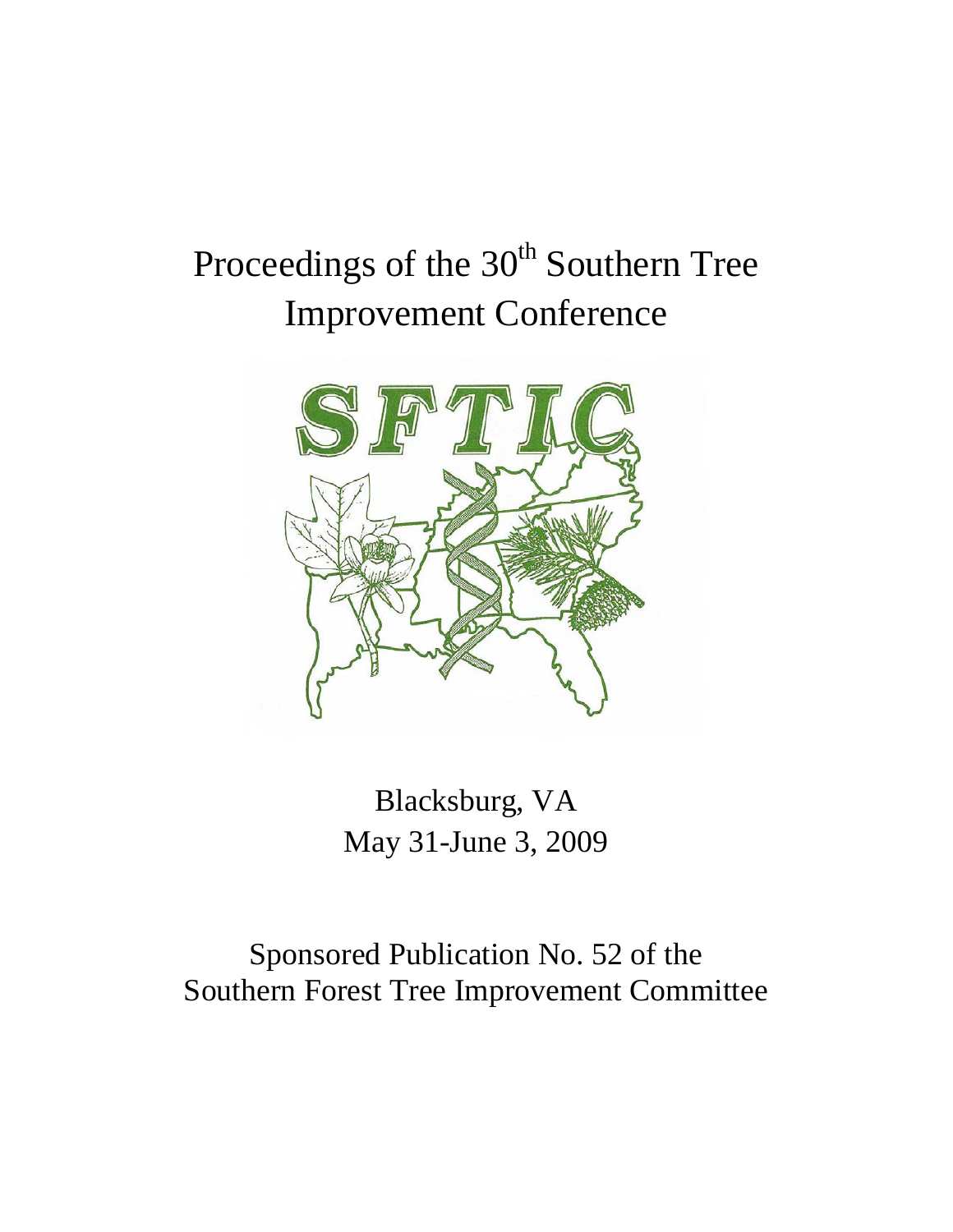# Proceedings of the 30$^{th}$ Southern Tree Improvement Conference

Blacksburg, VA
May 31-June 3, 2009

Sponsored Publication No. 52 of the Southern Forest Tree Improvement Committee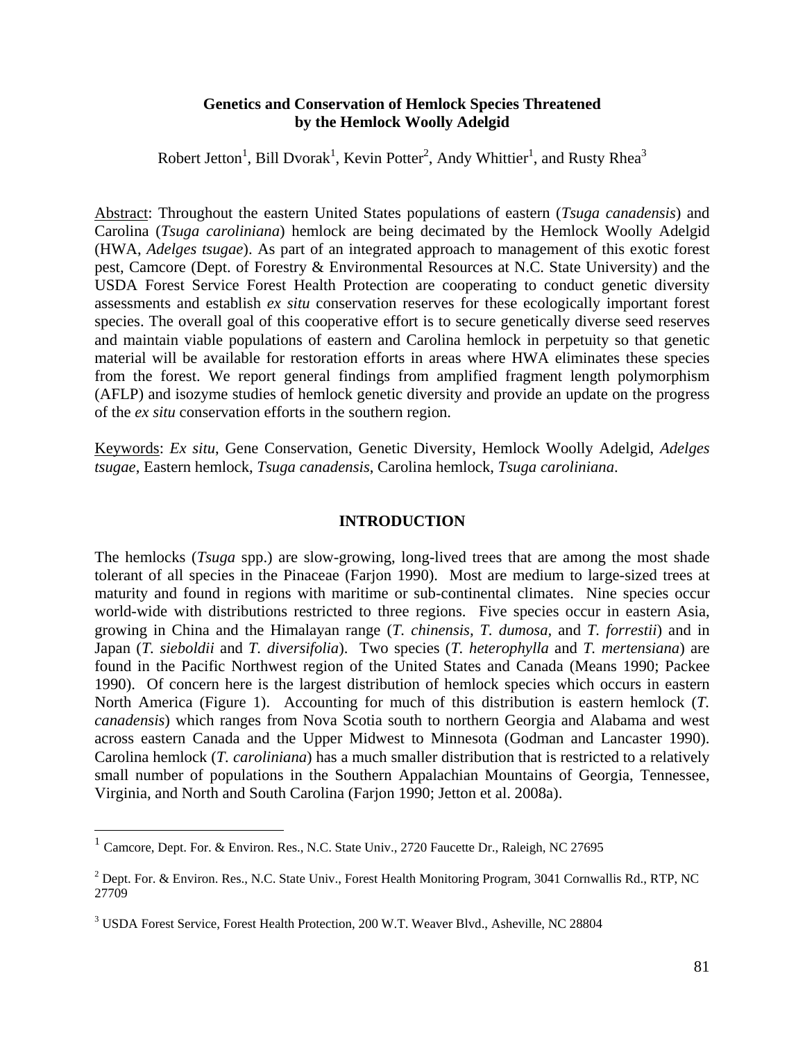# Genetics and Conservation of Hemlock Species Threatened by the Hemlock Woolly Adelgid

Robert Jetton[1], Bill Dvorak[1], Kevin Potter[2], Andy Whittier[1], and Rusty Rhea[3]

Abstract: Throughout the eastern United States populations of eastern (*Tsuga canadensis*) and Carolina (*Tsuga caroliniana*) hemlock are being decimated by the Hemlock Woolly Adelgid (HWA, *Adelges tsugae*). As part of an integrated approach to management of this exotic forest pest, Camcore (Dept. of Forestry & Environmental Resources at N.C. State University) and the USDA Forest Service Forest Health Protection are cooperating to conduct genetic diversity assessments and establish *ex situ* conservation reserves for these ecologically important forest species. The overall goal of this cooperative effort is to secure genetically diverse seed reserves and maintain viable populations of eastern and Carolina hemlock in perpetuity so that genetic material will be available for restoration efforts in areas where HWA eliminates these species from the forest. We report general findings from amplified fragment length polymorphism (AFLP) and isozyme studies of hemlock genetic diversity and provide an update on the progress of the *ex situ* conservation efforts in the southern region.

Keywords: *Ex situ*, Gene Conservation, Genetic Diversity, Hemlock Woolly Adelgid, *Adelges tsugae*, Eastern hemlock, *Tsuga canadensis*, Carolina hemlock, *Tsuga caroliniana*.

## INTRODUCTION

The hemlocks (*Tsuga* spp.) are slow-growing, long-lived trees that are among the most shade tolerant of all species in the Pinaceae (Farjon 1990). Most are medium to large-sized trees at maturity and found in regions with maritime or sub-continental climates. Nine species occur world-wide with distributions restricted to three regions. Five species occur in eastern Asia, growing in China and the Himalayan range (*T. chinensis, T. dumosa,* and *T. forrestii*) and in Japan (*T. sieboldii* and *T. diversifolia*). Two species (*T. heterophylla* and *T. mertensiana*) are found in the Pacific Northwest region of the United States and Canada (Means 1990; Packee 1990). Of concern here is the largest distribution of hemlock species which occurs in eastern North America (Figure 1). Accounting for much of this distribution is eastern hemlock (*T. canadensis*) which ranges from Nova Scotia south to northern Georgia and Alabama and west across eastern Canada and the Upper Midwest to Minnesota (Godman and Lancaster 1990). Carolina hemlock (*T. caroliniana*) has a much smaller distribution that is restricted to a relatively small number of populations in the Southern Appalachian Mountains of Georgia, Tennessee, Virginia, and North and South Carolina (Farjon 1990; Jetton et al. 2008a).

[1] Camcore, Dept. For. & Environ. Res., N.C. State Univ., 2720 Faucette Dr., Raleigh, NC 27695

[2] Dept. For. & Environ. Res., N.C. State Univ., Forest Health Monitoring Program, 3041 Cornwallis Rd., RTP, NC 27709

[3] USDA Forest Service, Forest Health Protection, 200 W.T. Weaver Blvd., Asheville, NC 28804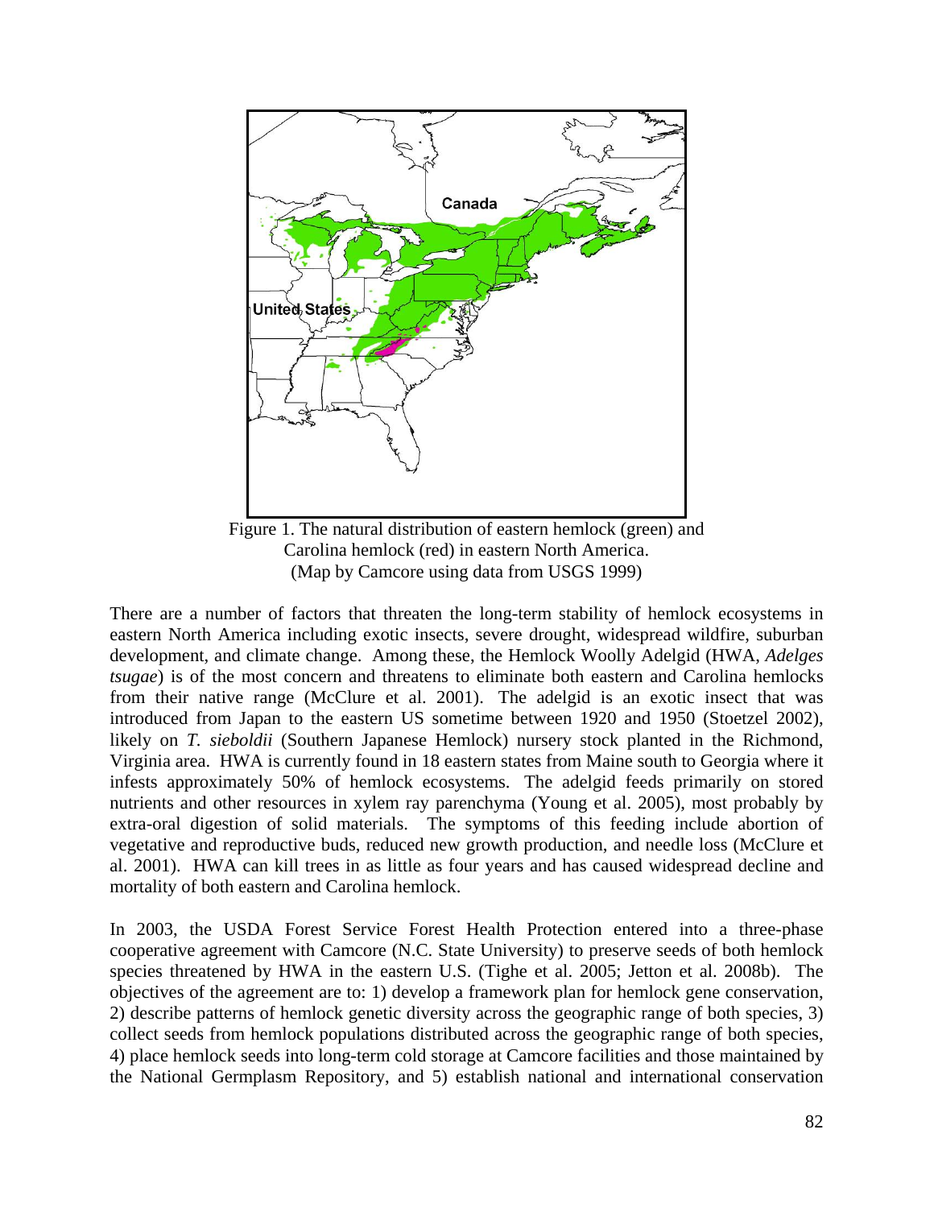Figure 1. The natural distribution of eastern hemlock (green) and Carolina hemlock (red) in eastern North America. (Map by Camcore using data from USGS 1999)

There are a number of factors that threaten the long-term stability of hemlock ecosystems in eastern North America including exotic insects, severe drought, widespread wildfire, suburban development, and climate change. Among these, the Hemlock Woolly Adelgid (HWA, *Adelges tsugae*) is of the most concern and threatens to eliminate both eastern and Carolina hemlocks from their native range (McClure et al. 2001). The adelgid is an exotic insect that was introduced from Japan to the eastern US sometime between 1920 and 1950 (Stoetzel 2002), likely on *T. sieboldii* (Southern Japanese Hemlock) nursery stock planted in the Richmond, Virginia area. HWA is currently found in 18 eastern states from Maine south to Georgia where it infests approximately 50% of hemlock ecosystems. The adelgid feeds primarily on stored nutrients and other resources in xylem ray parenchyma (Young et al. 2005), most probably by extra-oral digestion of solid materials. The symptoms of this feeding include abortion of vegetative and reproductive buds, reduced new growth production, and needle loss (McClure et al. 2001). HWA can kill trees in as little as four years and has caused widespread decline and mortality of both eastern and Carolina hemlock.

In 2003, the USDA Forest Service Forest Health Protection entered into a three-phase cooperative agreement with Camcore (N.C. State University) to preserve seeds of both hemlock species threatened by HWA in the eastern U.S. (Tighe et al. 2005; Jetton et al. 2008b). The objectives of the agreement are to: 1) develop a framework plan for hemlock gene conservation, 2) describe patterns of hemlock genetic diversity across the geographic range of both species, 3) collect seeds from hemlock populations distributed across the geographic range of both species, 4) place hemlock seeds into long-term cold storage at Camcore facilities and those maintained by the National Germplasm Repository, and 5) establish national and international conservation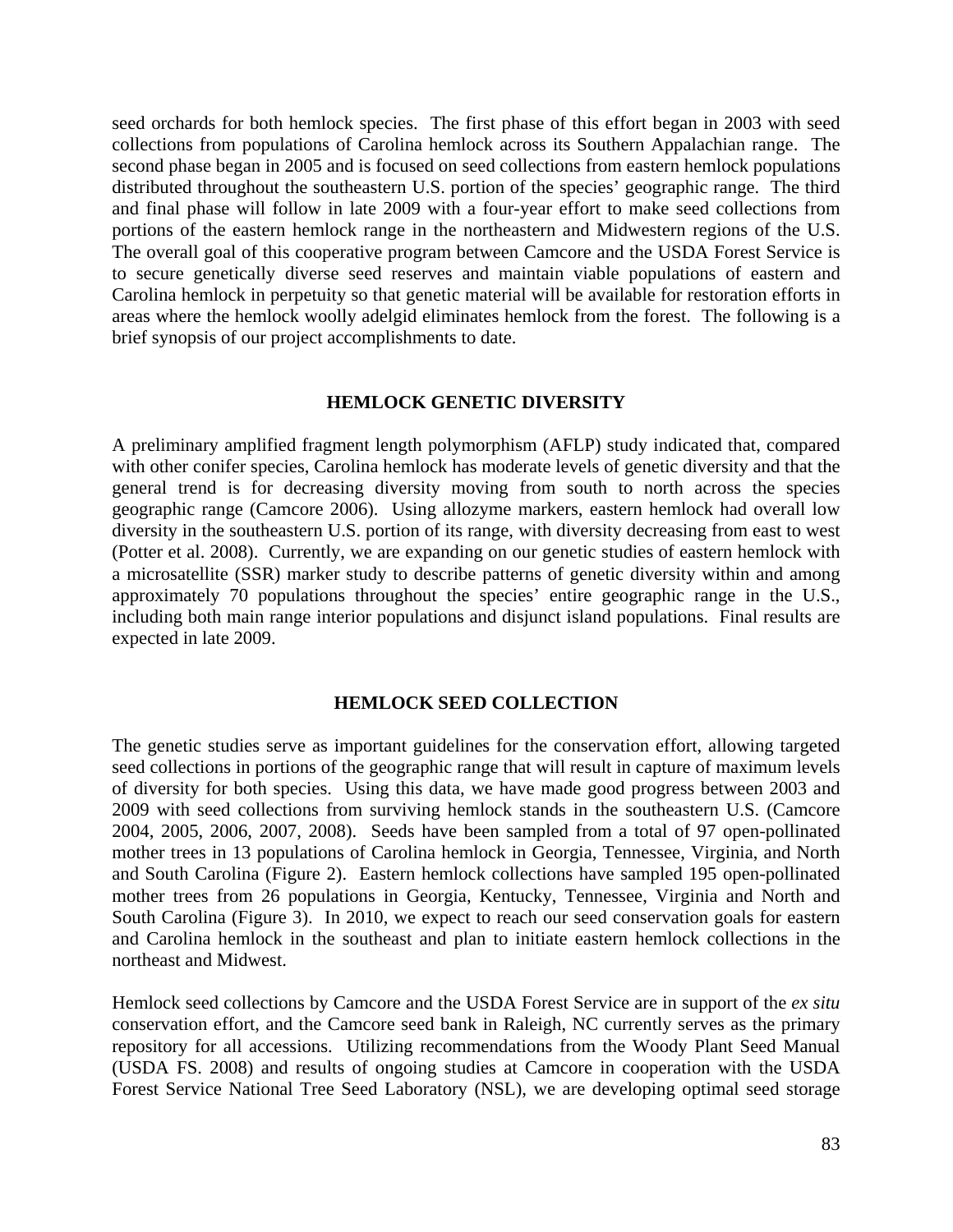seed orchards for both hemlock species. The first phase of this effort began in 2003 with seed collections from populations of Carolina hemlock across its Southern Appalachian range. The second phase began in 2005 and is focused on seed collections from eastern hemlock populations distributed throughout the southeastern U.S. portion of the species' geographic range. The third and final phase will follow in late 2009 with a four-year effort to make seed collections from portions of the eastern hemlock range in the northeastern and Midwestern regions of the U.S. The overall goal of this cooperative program between Camcore and the USDA Forest Service is to secure genetically diverse seed reserves and maintain viable populations of eastern and Carolina hemlock in perpetuity so that genetic material will be available for restoration efforts in areas where the hemlock woolly adelgid eliminates hemlock from the forest. The following is a brief synopsis of our project accomplishments to date.

## HEMLOCK GENETIC DIVERSITY

A preliminary amplified fragment length polymorphism (AFLP) study indicated that, compared with other conifer species, Carolina hemlock has moderate levels of genetic diversity and that the general trend is for decreasing diversity moving from south to north across the species geographic range (Camcore 2006). Using allozyme markers, eastern hemlock had overall low diversity in the southeastern U.S. portion of its range, with diversity decreasing from east to west (Potter et al. 2008). Currently, we are expanding on our genetic studies of eastern hemlock with a microsatellite (SSR) marker study to describe patterns of genetic diversity within and among approximately 70 populations throughout the species' entire geographic range in the U.S., including both main range interior populations and disjunct island populations. Final results are expected in late 2009.

## HEMLOCK SEED COLLECTION

The genetic studies serve as important guidelines for the conservation effort, allowing targeted seed collections in portions of the geographic range that will result in capture of maximum levels of diversity for both species. Using this data, we have made good progress between 2003 and 2009 with seed collections from surviving hemlock stands in the southeastern U.S. (Camcore 2004, 2005, 2006, 2007, 2008). Seeds have been sampled from a total of 97 open-pollinated mother trees in 13 populations of Carolina hemlock in Georgia, Tennessee, Virginia, and North and South Carolina (Figure 2). Eastern hemlock collections have sampled 195 open-pollinated mother trees from 26 populations in Georgia, Kentucky, Tennessee, Virginia and North and South Carolina (Figure 3). In 2010, we expect to reach our seed conservation goals for eastern and Carolina hemlock in the southeast and plan to initiate eastern hemlock collections in the northeast and Midwest.

Hemlock seed collections by Camcore and the USDA Forest Service are in support of the *ex situ* conservation effort, and the Camcore seed bank in Raleigh, NC currently serves as the primary repository for all accessions. Utilizing recommendations from the Woody Plant Seed Manual (USDA FS. 2008) and results of ongoing studies at Camcore in cooperation with the USDA Forest Service National Tree Seed Laboratory (NSL), we are developing optimal seed storage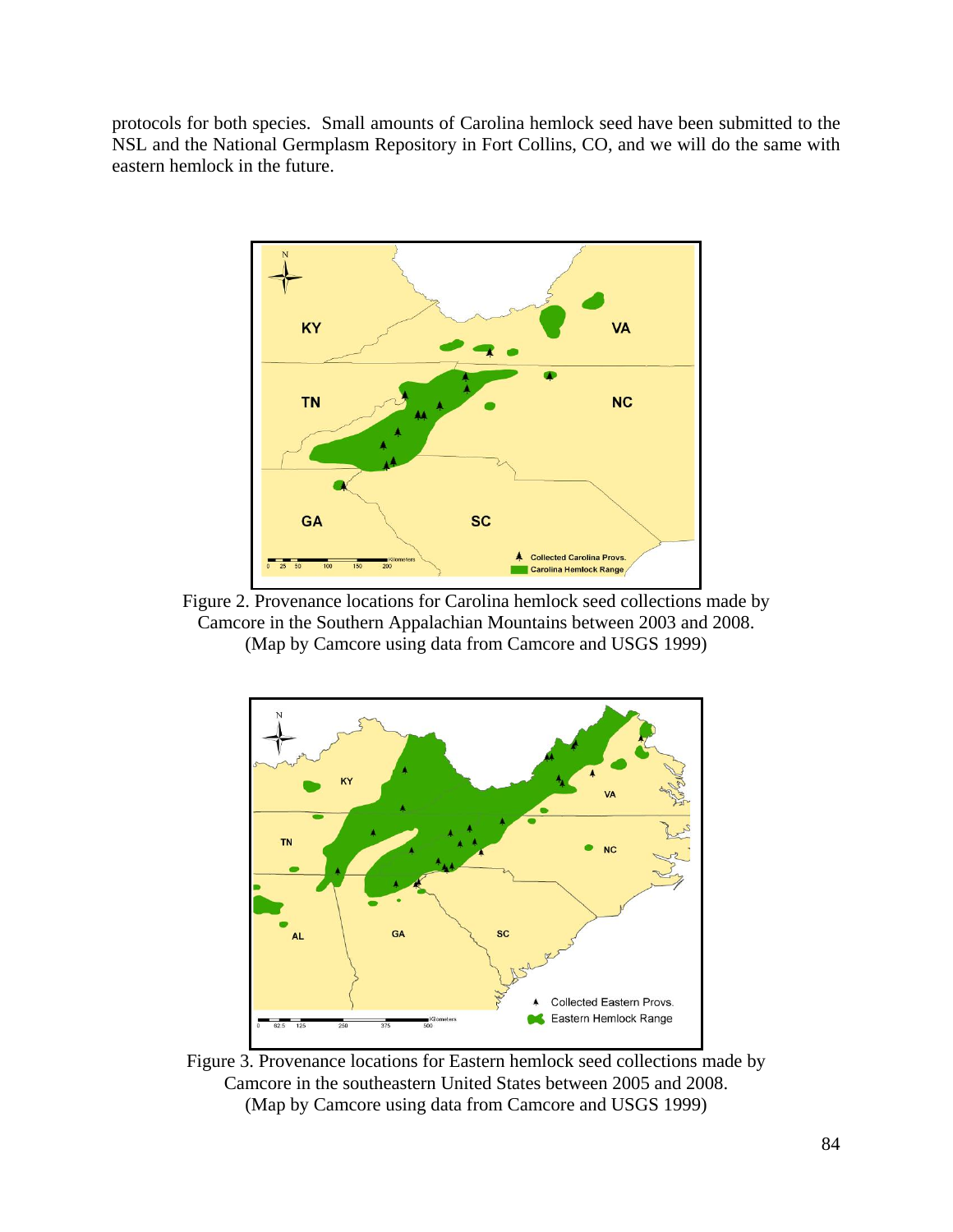protocols for both species. Small amounts of Carolina hemlock seed have been submitted to the NSL and the National Germplasm Repository in Fort Collins, CO, and we will do the same with eastern hemlock in the future.

Figure 2. Provenance locations for Carolina hemlock seed collections made by Camcore in the Southern Appalachian Mountains between 2003 and 2008. (Map by Camcore using data from Camcore and USGS 1999)

Figure 3. Provenance locations for Eastern hemlock seed collections made by Camcore in the southeastern United States between 2005 and 2008. (Map by Camcore using data from Camcore and USGS 1999)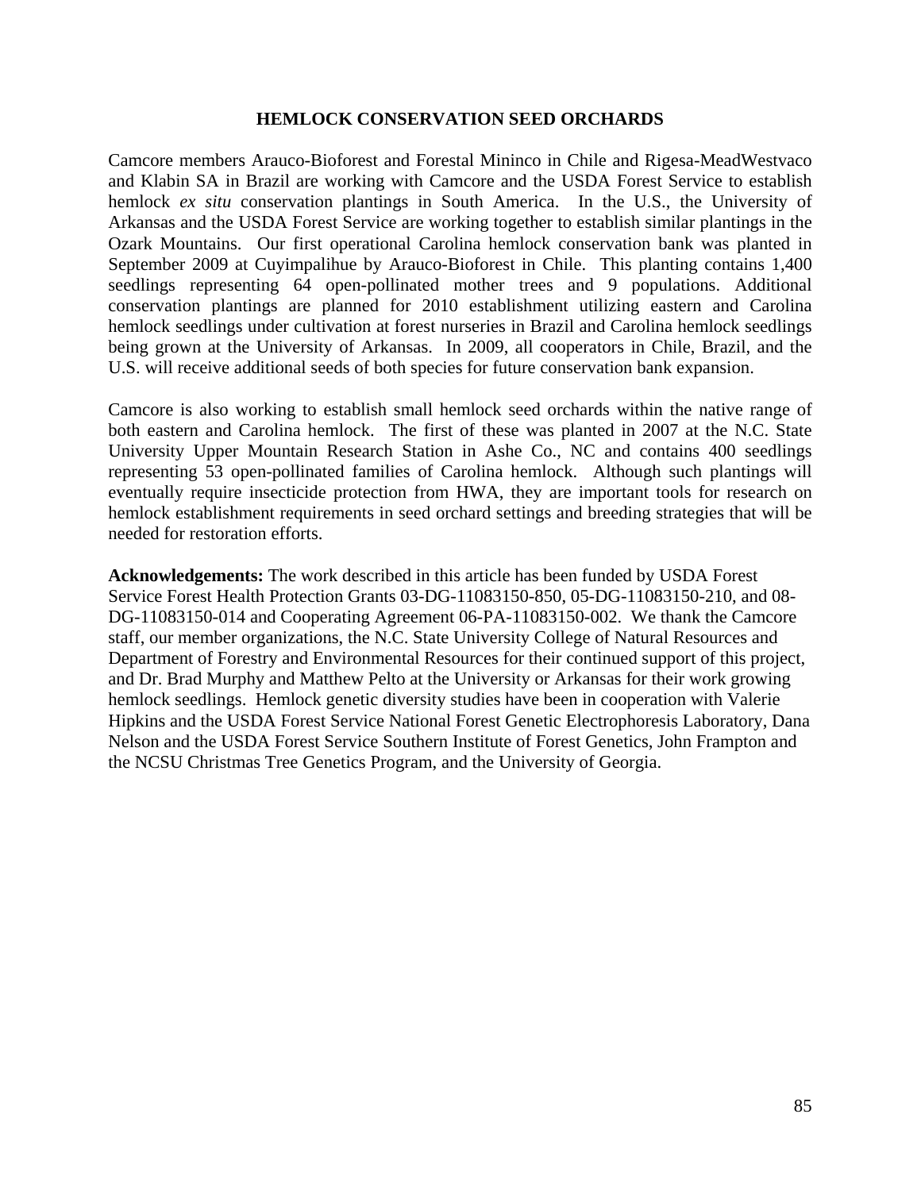## HEMLOCK CONSERVATION SEED ORCHARDS

Camcore members Arauco-Bioforest and Forestal Mininco in Chile and Rigesa-MeadWestvaco and Klabin SA in Brazil are working with Camcore and the USDA Forest Service to establish hemlock *ex situ* conservation plantings in South America. In the U.S., the University of Arkansas and the USDA Forest Service are working together to establish similar plantings in the Ozark Mountains. Our first operational Carolina hemlock conservation bank was planted in September 2009 at Cuyimpalihue by Arauco-Bioforest in Chile. This planting contains 1,400 seedlings representing 64 open-pollinated mother trees and 9 populations. Additional conservation plantings are planned for 2010 establishment utilizing eastern and Carolina hemlock seedlings under cultivation at forest nurseries in Brazil and Carolina hemlock seedlings being grown at the University of Arkansas. In 2009, all cooperators in Chile, Brazil, and the U.S. will receive additional seeds of both species for future conservation bank expansion.

Camcore is also working to establish small hemlock seed orchards within the native range of both eastern and Carolina hemlock. The first of these was planted in 2007 at the N.C. State University Upper Mountain Research Station in Ashe Co., NC and contains 400 seedlings representing 53 open-pollinated families of Carolina hemlock. Although such plantings will eventually require insecticide protection from HWA, they are important tools for research on hemlock establishment requirements in seed orchard settings and breeding strategies that will be needed for restoration efforts.

**Acknowledgements:** The work described in this article has been funded by USDA Forest Service Forest Health Protection Grants 03-DG-11083150-850, 05-DG-11083150-210, and 08-DG-11083150-014 and Cooperating Agreement 06-PA-11083150-002. We thank the Camcore staff, our member organizations, the N.C. State University College of Natural Resources and Department of Forestry and Environmental Resources for their continued support of this project, and Dr. Brad Murphy and Matthew Pelto at the University or Arkansas for their work growing hemlock seedlings. Hemlock genetic diversity studies have been in cooperation with Valerie Hipkins and the USDA Forest Service National Forest Genetic Electrophoresis Laboratory, Dana Nelson and the USDA Forest Service Southern Institute of Forest Genetics, John Frampton and the NCSU Christmas Tree Genetics Program, and the University of Georgia.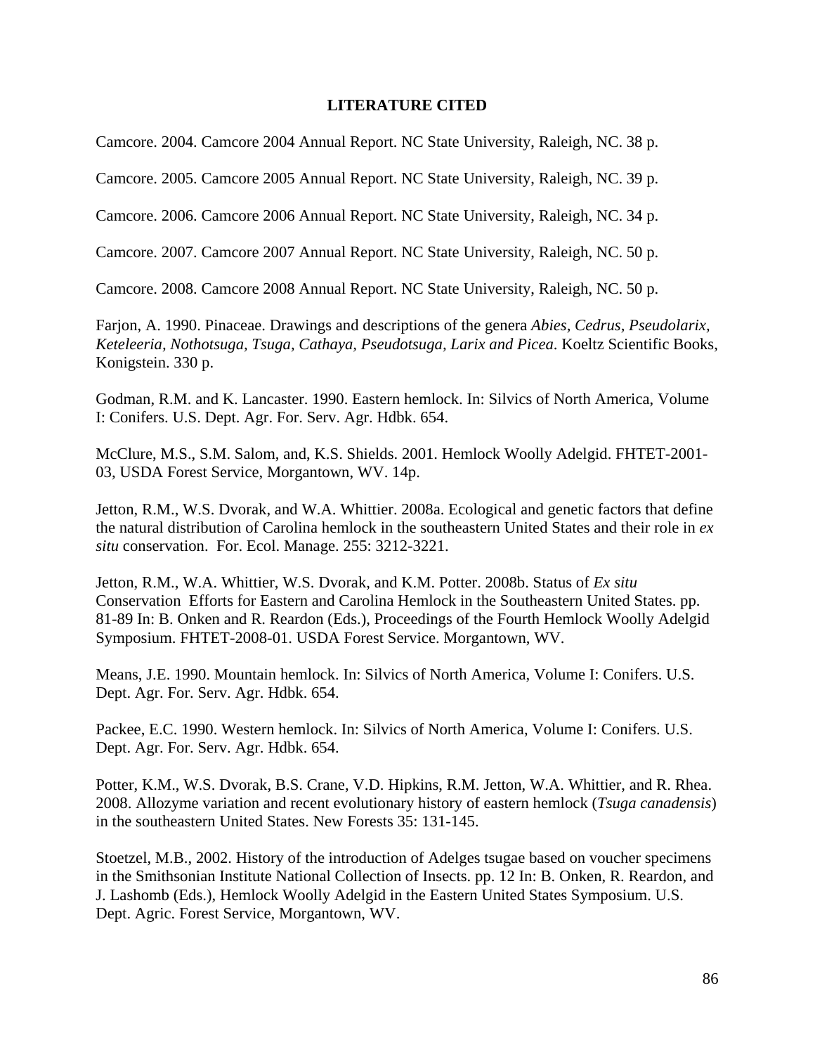## LITERATURE CITED

Camcore. 2004. Camcore 2004 Annual Report. NC State University, Raleigh, NC. 38 p.

Camcore. 2005. Camcore 2005 Annual Report. NC State University, Raleigh, NC. 39 p.

Camcore. 2006. Camcore 2006 Annual Report. NC State University, Raleigh, NC. 34 p.

Camcore. 2007. Camcore 2007 Annual Report. NC State University, Raleigh, NC. 50 p.

Camcore. 2008. Camcore 2008 Annual Report. NC State University, Raleigh, NC. 50 p.

Farjon, A. 1990. Pinaceae. Drawings and descriptions of the genera *Abies, Cedrus, Pseudolarix, Keteleeria, Nothotsuga, Tsuga, Cathaya, Pseudotsuga, Larix and Picea*. Koeltz Scientific Books, Konigstein. 330 p.

Godman, R.M. and K. Lancaster. 1990. Eastern hemlock. In: Silvics of North America, Volume I: Conifers. U.S. Dept. Agr. For. Serv. Agr. Hdbk. 654.

McClure, M.S., S.M. Salom, and, K.S. Shields. 2001. Hemlock Woolly Adelgid. FHTET-2001-03, USDA Forest Service, Morgantown, WV. 14p.

Jetton, R.M., W.S. Dvorak, and W.A. Whittier. 2008a. Ecological and genetic factors that define the natural distribution of Carolina hemlock in the southeastern United States and their role in *ex situ* conservation. For. Ecol. Manage. 255: 3212-3221.

Jetton, R.M., W.A. Whittier, W.S. Dvorak, and K.M. Potter. 2008b. Status of *Ex situ* Conservation Efforts for Eastern and Carolina Hemlock in the Southeastern United States. pp. 81-89 In: B. Onken and R. Reardon (Eds.), Proceedings of the Fourth Hemlock Woolly Adelgid Symposium. FHTET-2008-01. USDA Forest Service. Morgantown, WV.

Means, J.E. 1990. Mountain hemlock. In: Silvics of North America, Volume I: Conifers. U.S. Dept. Agr. For. Serv. Agr. Hdbk. 654.

Packee, E.C. 1990. Western hemlock. In: Silvics of North America, Volume I: Conifers. U.S. Dept. Agr. For. Serv. Agr. Hdbk. 654.

Potter, K.M., W.S. Dvorak, B.S. Crane, V.D. Hipkins, R.M. Jetton, W.A. Whittier, and R. Rhea. 2008. Allozyme variation and recent evolutionary history of eastern hemlock (*Tsuga canadensis*) in the southeastern United States. New Forests 35: 131-145.

Stoetzel, M.B., 2002. History of the introduction of Adelges tsugae based on voucher specimens in the Smithsonian Institute National Collection of Insects. pp. 12 In: B. Onken, R. Reardon, and J. Lashomb (Eds.), Hemlock Woolly Adelgid in the Eastern United States Symposium. U.S. Dept. Agric. Forest Service, Morgantown, WV.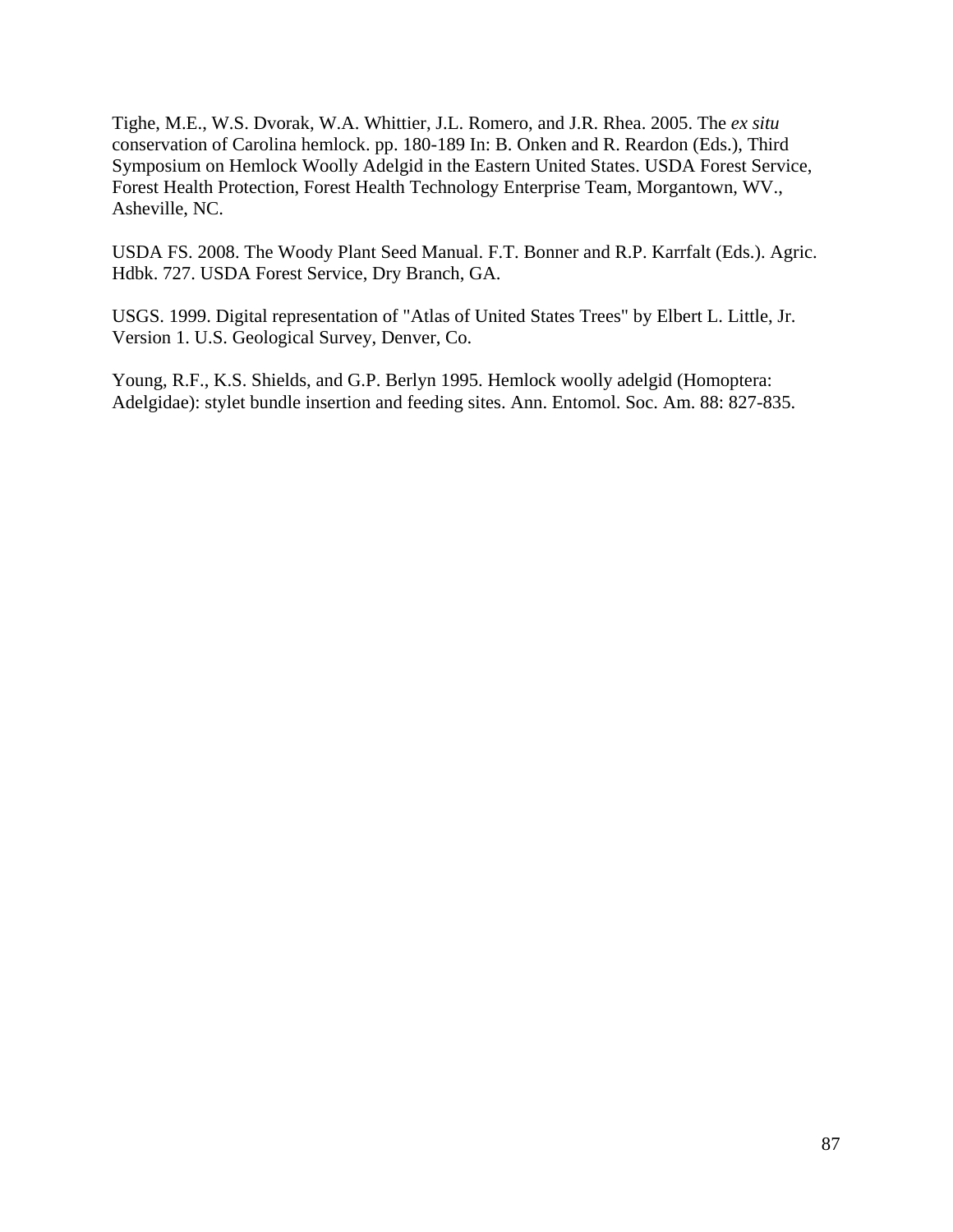Tighe, M.E., W.S. Dvorak, W.A. Whittier, J.L. Romero, and J.R. Rhea. 2005. The *ex situ* conservation of Carolina hemlock. pp. 180-189 In: B. Onken and R. Reardon (Eds.), Third Symposium on Hemlock Woolly Adelgid in the Eastern United States. USDA Forest Service, Forest Health Protection, Forest Health Technology Enterprise Team, Morgantown, WV., Asheville, NC.

USDA FS. 2008. The Woody Plant Seed Manual. F.T. Bonner and R.P. Karrfalt (Eds.). Agric. Hdbk. 727. USDA Forest Service, Dry Branch, GA.

USGS. 1999. Digital representation of "Atlas of United States Trees" by Elbert L. Little, Jr. Version 1. U.S. Geological Survey, Denver, Co.

Young, R.F., K.S. Shields, and G.P. Berlyn 1995. Hemlock woolly adelgid (Homoptera: Adelgidae): stylet bundle insertion and feeding sites. Ann. Entomol. Soc. Am. 88: 827-835.